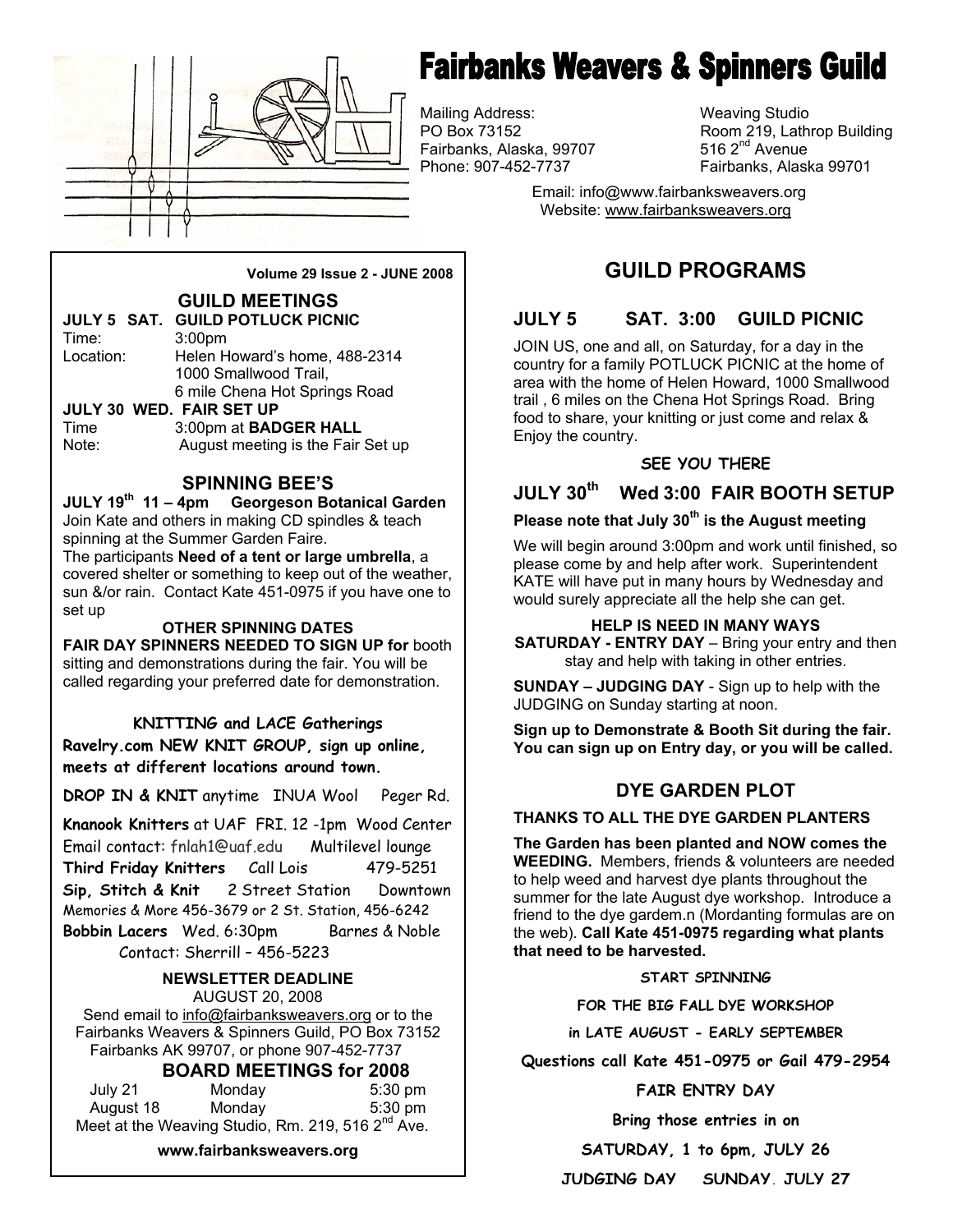# Fairbanks Weavers & Spinners Guild

Mailing Address:
PO Box 73152
Fairbanks, Alaska, 99707
Phone: 907-452-7737

Weaving Studio
Room 219, Lathrop Building
516 2nd Avenue
Fairbanks, Alaska 99701

Email: info@www.fairbanksweavers.org
Website: www.fairbanksweavers.org

**Volume 29 Issue 2 - JUNE 2008**

## GUILD MEETINGS

**JULY 5 SAT. GUILD POTLUCK PICNIC**

Time: 3:00pm
Location: Helen Howard's home, 488-2314
1000 Smallwood Trail,
6 mile Chena Hot Springs Road

**JULY 30 WED. FAIR SET UP**

Time 3:00pm at **BADGER HALL**
Note: August meeting is the Fair Set up

## SPINNING BEE'S

**JULY 19th 11 – 4pm Georgeson Botanical Garden**

Join Kate and others in making CD spindles & teach spinning at the Summer Garden Faire.
The participants **Need of a tent or large umbrella**, a covered shelter or something to keep out of the weather, sun &/or rain. Contact Kate 451-0975 if you have one to set up

**OTHER SPINNING DATES**

**FAIR DAY SPINNERS NEEDED TO SIGN UP for** booth sitting and demonstrations during the fair. You will be called regarding your preferred date for demonstration.

**KNITTING and LACE Gatherings**

**Ravelry.com NEW KNIT GROUP, sign up online, meets at different locations around town.**

**DROP IN & KNIT** anytime INUA Wool Peger Rd.

**Knanook Knitters** at UAF FRI. 12 -1pm Wood Center
Email contact: fnlah1@uaf.edu Multilevel lounge

**Third Friday Knitters** Call Lois 479-5251

**Sip, Stitch & Knit** 2 Street Station Downtown
Memories & More 456-3679 or 2 St. Station, 456-6242

**Bobbin Lacers** Wed. 6:30pm Barnes & Noble
Contact: Sherrill – 456-5223

**NEWSLETTER DEADLINE**

AUGUST 20, 2008

Send email to info@fairbanksweavers.org or to the Fairbanks Weavers & Spinners Guild, PO Box 73152 Fairbanks AK 99707, or phone 907-452-7737

## BOARD MEETINGS for 2008

| | | |
|---|---|---|
| July 21 | Monday | 5:30 pm |
| August 18 | Monday | 5:30 pm |

Meet at the Weaving Studio, Rm. 219, 516 2nd Ave.

**www.fairbanksweavers.org**

## GUILD PROGRAMS

### JULY 5 SAT. 3:00 GUILD PICNIC

JOIN US, one and all, on Saturday, for a day in the country for a family POTLUCK PICNIC at the home of area with the home of Helen Howard, 1000 Smallwood trail , 6 miles on the Chena Hot Springs Road. Bring food to share, your knitting or just come and relax & Enjoy the country.

**SEE YOU THERE**

### JULY 30th Wed 3:00 FAIR BOOTH SETUP

**Please note that July 30th is the August meeting**

We will begin around 3:00pm and work until finished, so please come by and help after work. Superintendent KATE will have put in many hours by Wednesday and would surely appreciate all the help she can get.

**HELP IS NEED IN MANY WAYS**

**SATURDAY - ENTRY DAY** – Bring your entry and then stay and help with taking in other entries.

**SUNDAY – JUDGING DAY** - Sign up to help with the JUDGING on Sunday starting at noon.

**Sign up to Demonstrate & Booth Sit during the fair. You can sign up on Entry day, or you will be called.**

### DYE GARDEN PLOT

**THANKS TO ALL THE DYE GARDEN PLANTERS**

**The Garden has been planted and NOW comes the WEEDING.** Members, friends & volunteers are needed to help weed and harvest dye plants throughout the summer for the late August dye workshop. Introduce a friend to the dye gardem.n (Mordanting formulas are on the web). **Call Kate 451-0975 regarding what plants that need to be harvested.**

**START SPINNING**

**FOR THE BIG FALL DYE WORKSHOP**

**in LATE AUGUST - EARLY SEPTEMBER**

**Questions call Kate 451-0975 or Gail 479-2954**

**FAIR ENTRY DAY**

**Bring those entries in on**

**SATURDAY, 1 to 6pm, JULY 26**

**JUDGING DAY SUNDAY. JULY 27**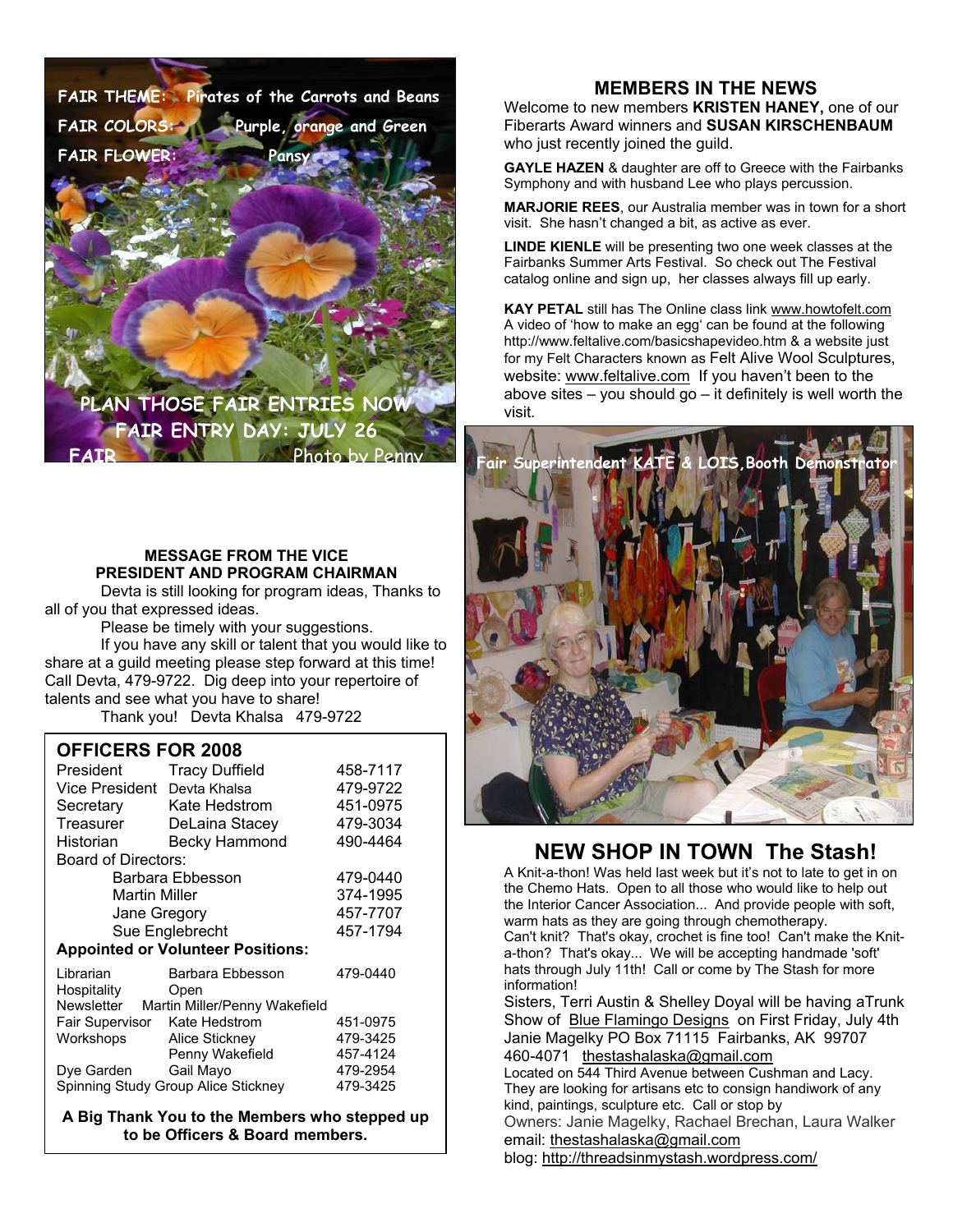FAIR THEME: Pirates of the Carrots and Beans

FAIR COLORS: Purple, orange and Green

FAIR FLOWER: Pansy

PLAN THOSE FAIR ENTRIES NOW

FAIR ENTRY DAY: JULY 26

FAIR

Photo by Penny

### MESSAGE FROM THE VICE PRESIDENT AND PROGRAM CHAIRMAN

Devta is still looking for program ideas, Thanks to all of you that expressed ideas.

Please be timely with your suggestions.

If you have any skill or talent that you would like to share at a guild meeting please step forward at this time! Call Devta, 479-9722. Dig deep into your repertoire of talents and see what you have to share!

Thank you! Devta Khalsa 479-9722

### OFFICERS FOR 2008

| | | |
|---|---|---|
| President | Tracy Duffield | 458-7117 |
| Vice President | Devta Khalsa | 479-9722 |
| Secretary | Kate Hedstrom | 451-0975 |
| Treasurer | DeLaina Stacey | 479-3034 |
| Historian | Becky Hammond | 490-4464 |
| Board of Directors: | | |
| | Barbara Ebbesson | 479-0440 |
| | Martin Miller | 374-1995 |
| | Jane Gregory | 457-7707 |
| | Sue Englebrecht | 457-1794 |
| **Appointed or Volunteer Positions:** | | |
| Librarian | Barbara Ebbesson | 479-0440 |
| Hospitality | Open | |
| Newsletter | Martin Miller/Penny Wakefield | |
| Fair Supervisor | Kate Hedstrom | 451-0975 |
| Workshops | Alice Stickney | 479-3425 |
| | Penny Wakefield | 457-4124 |
| Dye Garden | Gail Mayo | 479-2954 |
| Spinning Study Group | Alice Stickney | 479-3425 |

**A Big Thank You to the Members who stepped up to be Officers & Board members.**

### MEMBERS IN THE NEWS

Welcome to new members **KRISTEN HANEY,** one of our Fiberarts Award winners and **SUSAN KIRSCHENBAUM** who just recently joined the guild.

**GAYLE HAZEN** & daughter are off to Greece with the Fairbanks Symphony and with husband Lee who plays percussion.

**MARJORIE REES**, our Australia member was in town for a short visit. She hasn't changed a bit, as active as ever.

**LINDE KIENLE** will be presenting two one week classes at the Fairbanks Summer Arts Festival. So check out The Festival catalog online and sign up, her classes always fill up early.

**KAY PETAL** still has The Online class link www.howtofelt.com A video of 'how to make an egg' can be found at the following http://www.feltalive.com/basicshapevideo.htm & a website just for my Felt Characters known as Felt Alive Wool Sculptures, website: www.feltalive.com If you haven't been to the above sites – you should go – it definitely is well worth the visit.

Fair Superintendent KATE & LOIS, Booth Demonstrator

## NEW SHOP IN TOWN The Stash!

A Knit-a-thon! Was held last week but it's not to late to get in on the Chemo Hats. Open to all those who would like to help out the Interior Cancer Association... And provide people with soft, warm hats as they are going through chemotherapy.
Can't knit? That's okay, crochet is fine too! Can't make the Knit-a-thon? That's okay... We will be accepting handmade 'soft' hats through July 11th! Call or come by The Stash for more information!

Sisters, Terri Austin & Shelley Doyal will be having aTrunk Show of Blue Flamingo Designs on First Friday, July 4th

Janie Magelky PO Box 71115 Fairbanks, AK 99707
460-4071 thestashalaska@gmail.com

Located on 544 Third Avenue between Cushman and Lacy. They are looking for artisans etc to consign handiwork of any kind, paintings, sculpture etc. Call or stop by

Owners: Janie Magelky, Rachael Brechan, Laura Walker

email: thestashalaska@gmail.com

blog: http://threadsinmystash.wordpress.com/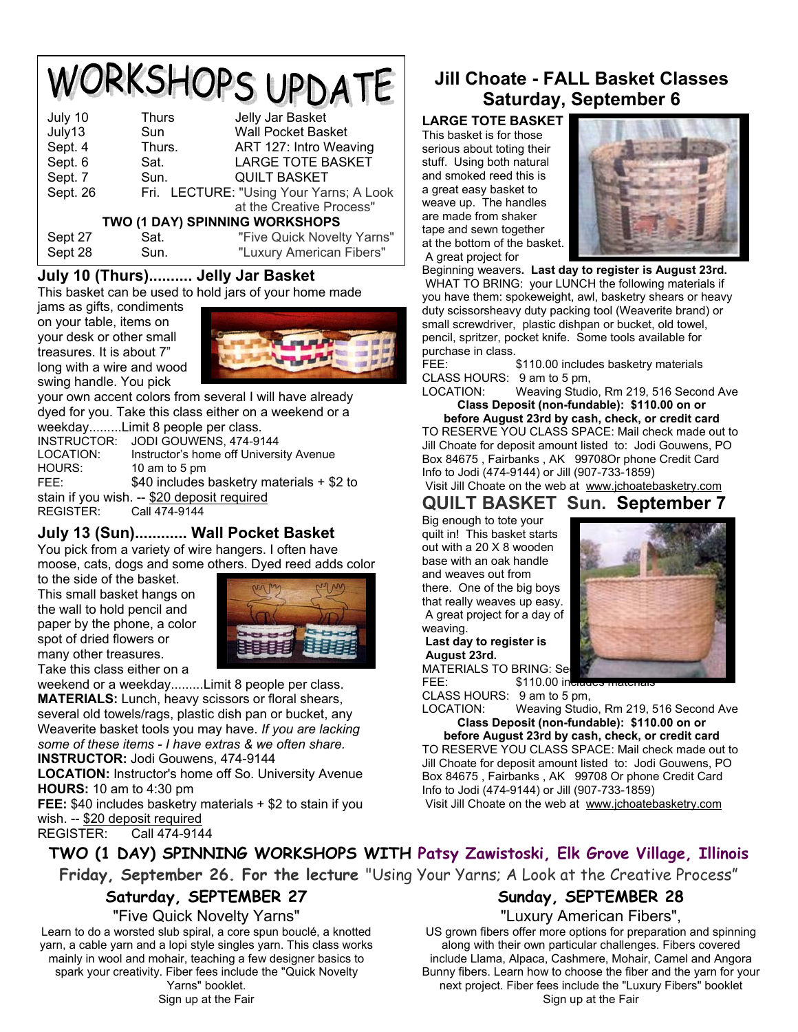# WORKSHOPS UPDATE

| | | |
|---|---|---|
| July 10 | Thurs | Jelly Jar Basket |
| July13 | Sun | Wall Pocket Basket |
| Sept. 4 | Thurs. | ART 127: Intro Weaving |
| Sept. 6 | Sat. | LARGE TOTE BASKET |
| Sept. 7 | Sun. | QUILT BASKET |
| Sept. 26 | Fri. | LECTURE: "Using Your Yarns; A Look at the Creative Process" |
| **TWO (1 DAY) SPINNING WORKSHOPS** | | |
| Sept 27 | Sat. | "Five Quick Novelty Yarns" |
| Sept 28 | Sun. | "Luxury American Fibers" |

## July 10 (Thurs).......... Jelly Jar Basket

This basket can be used to hold jars of your home made jams as gifts, condiments on your table, items on your desk or other small treasures. It is about 7" long with a wire and wood swing handle. You pick your own accent colors from several I will have already dyed for you. Take this class either on a weekend or a weekday.........Limit 8 people per class.

INSTRUCTOR: JODI GOUWENS, 474-9144
LOCATION: Instructor's home off University Avenue
HOURS: 10 am to 5 pm
FEE: $40 includes basketry materials + $2 to stain if you wish. -- $20 deposit required
REGISTER: Call 474-9144

## July 13 (Sun)............ Wall Pocket Basket

You pick from a variety of wire hangers. I often have moose, cats, dogs and some others. Dyed reed adds color to the side of the basket. This small basket hangs on the wall to hold pencil and paper by the phone, a color spot of dried flowers or many other treasures. Take this class either on a weekend or a weekday.........Limit 8 people per class.

**MATERIALS:** Lunch, heavy scissors or floral shears, several old towels/rags, plastic dish pan or bucket, any Weaverite basket tools you may have. *If you are lacking some of these items - I have extras & we often share.*

**INSTRUCTOR:** Jodi Gouwens, 474-9144
**LOCATION:** Instructor's home off So. University Avenue
**HOURS:** 10 am to 4:30 pm
**FEE:** $40 includes basketry materials + $2 to stain if you wish. -- $20 deposit required
REGISTER: Call 474-9144

## Jill Choate - FALL Basket Classes Saturday, September 6

**LARGE TOTE BASKET**

This basket is for those serious about toting their stuff. Using both natural and smoked reed this is a great easy basket to weave up. The handles are made from shaker tape and sewn together at the bottom of the basket. A great project for Beginning weavers**. Last day to register is August 23rd.**

WHAT TO BRING: your LUNCH the following materials if you have them: spokeweight, awl, basketry shears or heavy duty scissorsheavy duty packing tool (Weaverite brand) or small screwdriver, plastic dishpan or bucket, old towel, pencil, spritzer, pocket knife. Some tools available for purchase in class.

FEE: $110.00 includes basketry materials
CLASS HOURS: 9 am to 5 pm,
LOCATION: Weaving Studio, Rm 219, 516 Second Ave

**Class Deposit (non-fundable): $110.00 on or before August 23rd by cash, check, or credit card**

TO RESERVE YOU CLASS SPACE: Mail check made out to Jill Choate for deposit amount listed to: Jodi Gouwens, PO Box 84675 , Fairbanks , AK 99708Or phone Credit Card Info to Jodi (474-9144) or Jill (907-733-1859)
Visit Jill Choate on the web at www.jchoatebasketry.com

## QUILT BASKET Sun. September 7

Big enough to tote your quilt in! This basket starts out with a 20 X 8 wooden base with an oak handle and weaves out from there. One of the big boys that really weaves up easy. A great project for a day of weaving.

**Last day to register is August 23rd.**

MATERIALS TO BRING: Se[e above]
FEE: $110.00 in[cludes materials]
CLASS HOURS: 9 am to 5 pm,
LOCATION: Weaving Studio, Rm 219, 516 Second Ave

**Class Deposit (non-fundable): $110.00 on or before August 23rd by cash, check, or credit card**

TO RESERVE YOU CLASS SPACE: Mail check made out to Jill Choate for deposit amount listed to: Jodi Gouwens, PO Box 84675 , Fairbanks , AK 99708 Or phone Credit Card Info to Jodi (474-9144) or Jill (907-733-1859)
Visit Jill Choate on the web at www.jchoatebasketry.com

## TWO (1 DAY) SPINNING WORKSHOPS WITH Patsy Zawistoski, Elk Grove Village, Illinois

**Friday, September 26. For the lecture** "Using Your Yarns; A Look at the Creative Process"

### Saturday, SEPTEMBER 27

"Five Quick Novelty Yarns"

Learn to do a worsted slub spiral, a core spun bouclé, a knotted yarn, a cable yarn and a lopi style singles yarn. This class works mainly in wool and mohair, teaching a few designer basics to spark your creativity. Fiber fees include the "Quick Novelty Yarns" booklet.
Sign up at the Fair

### Sunday, SEPTEMBER 28

"Luxury American Fibers",

US grown fibers offer more options for preparation and spinning along with their own particular challenges. Fibers covered include Llama, Alpaca, Cashmere, Mohair, Camel and Angora Bunny fibers. Learn how to choose the fiber and the yarn for your next project. Fiber fees include the "Luxury Fibers" booklet
Sign up at the Fair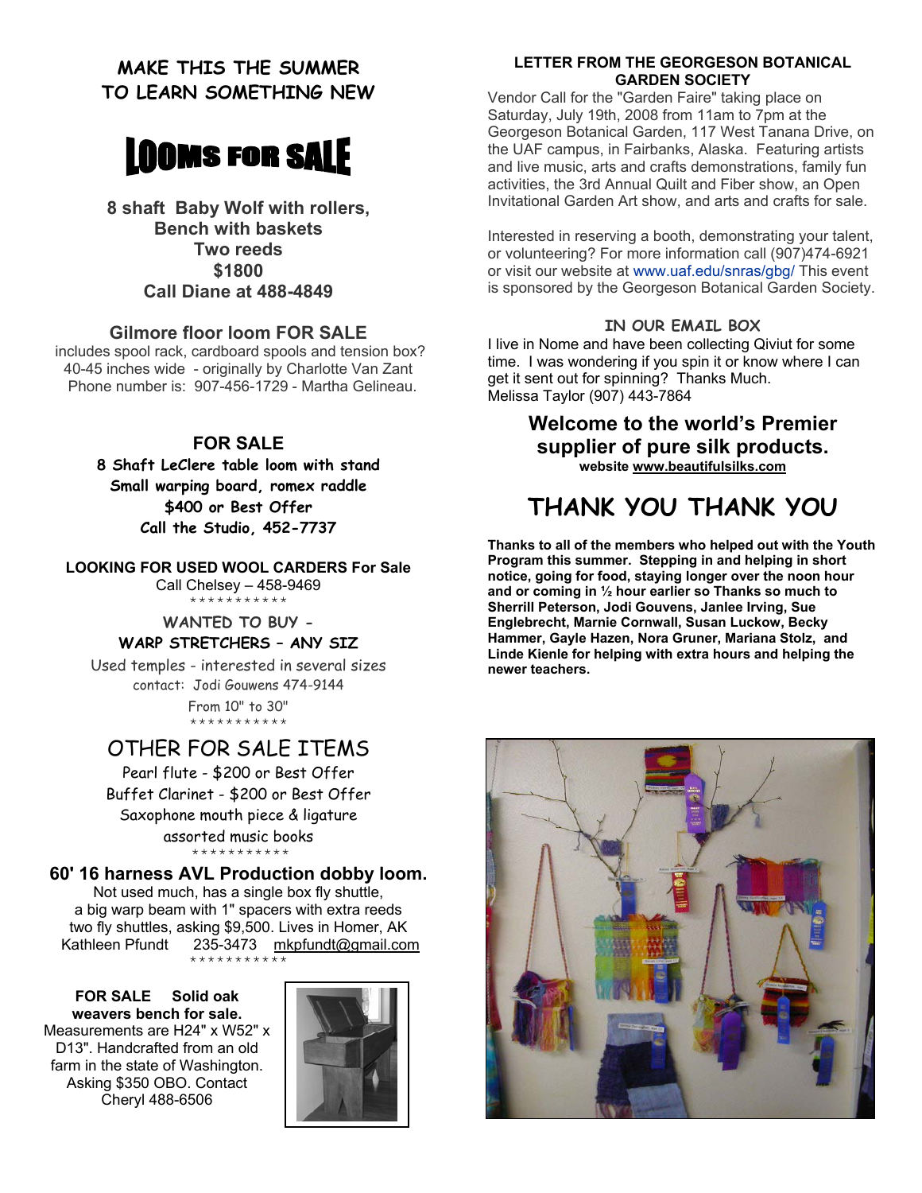## MAKE THIS THE SUMMER TO LEARN SOMETHING NEW

# LOOMS FOR SALE

**8 shaft Baby Wolf with rollers,**
**Bench with baskets**
**Two reeds**
**$1800**
**Call Diane at 488-4849**

### Gilmore floor loom FOR SALE

includes spool rack, cardboard spools and tension box?
40-45 inches wide - originally by Charlotte Van Zant
Phone number is: 907-456-1729 - Martha Gelineau.

### FOR SALE

**8 Shaft LeClere table loom with stand**
**Small warping board, romex raddle**
**$400 or Best Offer**
**Call the Studio, 452-7737**

**LOOKING FOR USED WOOL CARDERS For Sale**
Call Chelsey – 458-9469

***********

**WANTED TO BUY -**
**WARP STRETCHERS – ANY SIZ**

Used temples - interested in several sizes
contact: Jodi Gouwens 474-9144
From 10" to 30"

***********

## OTHER FOR SALE ITEMS

Pearl flute - $200 or Best Offer
Buffet Clarinet - $200 or Best Offer
Saxophone mouth piece & ligature
assorted music books

***********

### 60' 16 harness AVL Production dobby loom.

Not used much, has a single box fly shuttle,
a big warp beam with 1" spacers with extra reeds
two fly shuttles, asking $9,500. Lives in Homer, AK
Kathleen Pfundt 235-3473 mkpfundt@gmail.com

***********

**FOR SALE Solid oak weavers bench for sale.**
Measurements are H24" x W52" x D13". Handcrafted from an old farm in the state of Washington. Asking $350 OBO. Contact Cheryl 488-6506

### LETTER FROM THE GEORGESON BOTANICAL GARDEN SOCIETY

Vendor Call for the "Garden Faire" taking place on Saturday, July 19th, 2008 from 11am to 7pm at the Georgeson Botanical Garden, 117 West Tanana Drive, on the UAF campus, in Fairbanks, Alaska. Featuring artists and live music, arts and crafts demonstrations, family fun activities, the 3rd Annual Quilt and Fiber show, an Open Invitational Garden Art show, and arts and crafts for sale.

Interested in reserving a booth, demonstrating your talent, or volunteering? For more information call (907)474-6921 or visit our website at www.uaf.edu/snras/gbg/ This event is sponsored by the Georgeson Botanical Garden Society.

### IN OUR EMAIL BOX

I live in Nome and have been collecting Qiviut for some time. I was wondering if you spin it or know where I can get it sent out for spinning? Thanks Much.
Melissa Taylor (907) 443-7864

### Welcome to the world's Premier supplier of pure silk products.

**website www.beautifulsilks.com**

## THANK YOU THANK YOU

**Thanks to all of the members who helped out with the Youth Program this summer. Stepping in and helping in short notice, going for food, staying longer over the noon hour and or coming in ½ hour earlier so Thanks so much to Sherrill Peterson, Jodi Gouvens, Janlee Irving, Sue Englebrecht, Marnie Cornwall, Susan Luckow, Becky Hammer, Gayle Hazen, Nora Gruner, Mariana Stolz, and Linde Kienle for helping with extra hours and helping the newer teachers.**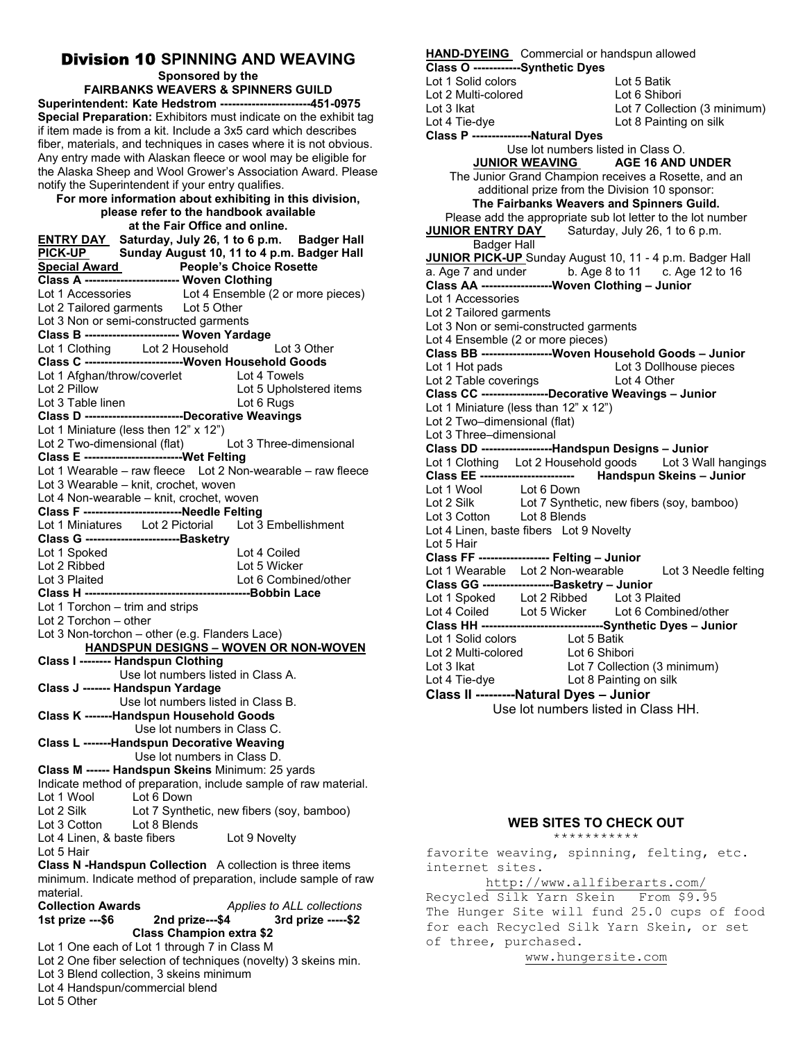# Division 10 SPINNING AND WEAVING

**Sponsored by the**
**FAIRBANKS WEAVERS & SPINNERS GUILD**

**Superintendent: Kate Hedstrom -----------------------451-0975**

**Special Preparation:** Exhibitors must indicate on the exhibit tag if item made is from a kit. Include a 3x5 card which describes fiber, materials, and techniques in cases where it is not obvious. Any entry made with Alaskan fleece or wool may be eligible for the Alaska Sheep and Wool Grower's Association Award. Please notify the Superintendent if your entry qualifies.

**For more information about exhibiting in this division, please refer to the handbook available at the Fair Office and online.**

**ENTRY DAY** Saturday, July 26, 1 to 6 p.m. Badger Hall
**PICK-UP** Sunday August 10, 11 to 4 p.m. Badger Hall
**Special Award** People's Choice Rosette

**Class A ------------------------ Woven Clothing**
Lot 1 Accessories
Lot 2 Tailored garments
Lot 3 Non or semi-constructed garments
Lot 4 Ensemble (2 or more pieces)
Lot 5 Other

**Class B ------------------------ Woven Yardage**
Lot 1 Clothing
Lot 2 Household
Lot 3 Other

**Class C -------------------------Woven Household Goods**
Lot 1 Afghan/throw/coverlet
Lot 2 Pillow
Lot 3 Table linen
Lot 4 Towels
Lot 5 Upholstered items
Lot 6 Rugs

**Class D -------------------------Decorative Weavings**
Lot 1 Miniature (less then 12" x 12")
Lot 2 Two-dimensional (flat)
Lot 3 Three-dimensional

**Class E -------------------------Wet Felting**
Lot 1 Wearable – raw fleece
Lot 2 Non-wearable – raw fleece
Lot 3 Wearable – knit, crochet, woven
Lot 4 Non-wearable – knit, crochet, woven

**Class F -------------------------Needle Felting**
Lot 1 Miniatures
Lot 2 Pictorial
Lot 3 Embellishment

**Class G ------------------------Basketry**
Lot 1 Spoked
Lot 2 Ribbed
Lot 3 Plaited
Lot 4 Coiled
Lot 5 Wicker
Lot 6 Combined/other

**Class H ------------------------------------------Bobbin Lace**
Lot 1 Torchon – trim and strips
Lot 2 Torchon – other
Lot 3 Non-torchon – other (e.g. Flanders Lace)

**HANDSPUN DESIGNS – WOVEN OR NON-WOVEN**

**Class I -------- Handspun Clothing**
Use lot numbers listed in Class A.

**Class J ------- Handspun Yardage**
Use lot numbers listed in Class B.

**Class K -------Handspun Household Goods**
Use lot numbers in Class C.

**Class L -------Handspun Decorative Weaving**
Use lot numbers in Class D.

**Class M ------ Handspun Skeins** Minimum: 25 yards
Indicate method of preparation, include sample of raw material.
Lot 1 Wool
Lot 2 Silk
Lot 3 Cotton
Lot 4 Linen, & baste fibers
Lot 5 Hair
Lot 6 Down
Lot 7 Synthetic, new fibers (soy, bamboo)
Lot 8 Blends
Lot 9 Novelty

**Class N -Handspun Collection** A collection is three items minimum. Indicate method of preparation, include sample of raw material.

**Collection Awards** *Applies to ALL collections*
**1st prize ---$6 2nd prize---$4 3rd prize -----$2**
**Class Champion extra $2**

Lot 1 One each of Lot 1 through 7 in Class M
Lot 2 One fiber selection of techniques (novelty) 3 skeins min.
Lot 3 Blend collection, 3 skeins minimum
Lot 4 Handspun/commercial blend
Lot 5 Other

**HAND-DYEING** Commercial or handspun allowed

**Class O ------------Synthetic Dyes**
Lot 1 Solid colors
Lot 2 Multi-colored
Lot 3 Ikat
Lot 4 Tie-dye
Lot 5 Batik
Lot 6 Shibori
Lot 7 Collection (3 minimum)
Lot 8 Painting on silk

**Class P ---------------Natural Dyes**
Use lot numbers listed in Class O.

**JUNIOR WEAVING AGE 16 AND UNDER**

The Junior Grand Champion receives a Rosette, and an additional prize from the Division 10 sponsor:
**The Fairbanks Weavers and Spinners Guild.**
Please add the appropriate sub lot letter to the lot number

**JUNIOR ENTRY DAY** Saturday, July 26, 1 to 6 p.m. Badger Hall
**JUNIOR PICK-UP** Sunday August 10, 11 - 4 p.m. Badger Hall

a. Age 7 and under b. Age 8 to 11 c. Age 12 to 16

**Class AA ------------------Woven Clothing – Junior**
Lot 1 Accessories
Lot 2 Tailored garments
Lot 3 Non or semi-constructed garments
Lot 4 Ensemble (2 or more pieces)

**Class BB ------------------Woven Household Goods – Junior**
Lot 1 Hot pads
Lot 2 Table coverings
Lot 3 Dollhouse pieces
Lot 4 Other

**Class CC -----------------Decorative Weavings – Junior**
Lot 1 Miniature (less than 12" x 12")
Lot 2 Two–dimensional (flat)
Lot 3 Three–dimensional

**Class DD ------------------Handspun Designs – Junior**
Lot 1 Clothing
Lot 2 Household goods
Lot 3 Wall hangings

**Class EE ------------------------ Handspun Skeins – Junior**
Lot 1 Wool
Lot 2 Silk
Lot 3 Cotton
Lot 4 Linen, baste fibers
Lot 5 Hair
Lot 6 Down
Lot 7 Synthetic, new fibers (soy, bamboo)
Lot 8 Blends
Lot 9 Novelty

**Class FF ------------------ Felting – Junior**
Lot 1 Wearable
Lot 2 Non-wearable
Lot 3 Needle felting

**Class GG ------------------Basketry – Junior**
Lot 1 Spoked
Lot 2 Ribbed
Lot 3 Plaited
Lot 4 Coiled
Lot 5 Wicker
Lot 6 Combined/other

**Class HH --------------------------------Synthetic Dyes – Junior**
Lot 1 Solid colors
Lot 2 Multi-colored
Lot 3 Ikat
Lot 4 Tie-dye
Lot 5 Batik
Lot 6 Shibori
Lot 7 Collection (3 minimum)
Lot 8 Painting on silk

**Class II ---------Natural Dyes – Junior**
Use lot numbers listed in Class HH.

**WEB SITES TO CHECK OUT**
***********

favorite weaving, spinning, felting, etc. internet sites.

http://www.allfiberarts.com/

Recycled Silk Yarn Skein From $9.95
The Hunger Site will fund 25.0 cups of food for each Recycled Silk Yarn Skein, or set of three, purchased.

www.hungersite.com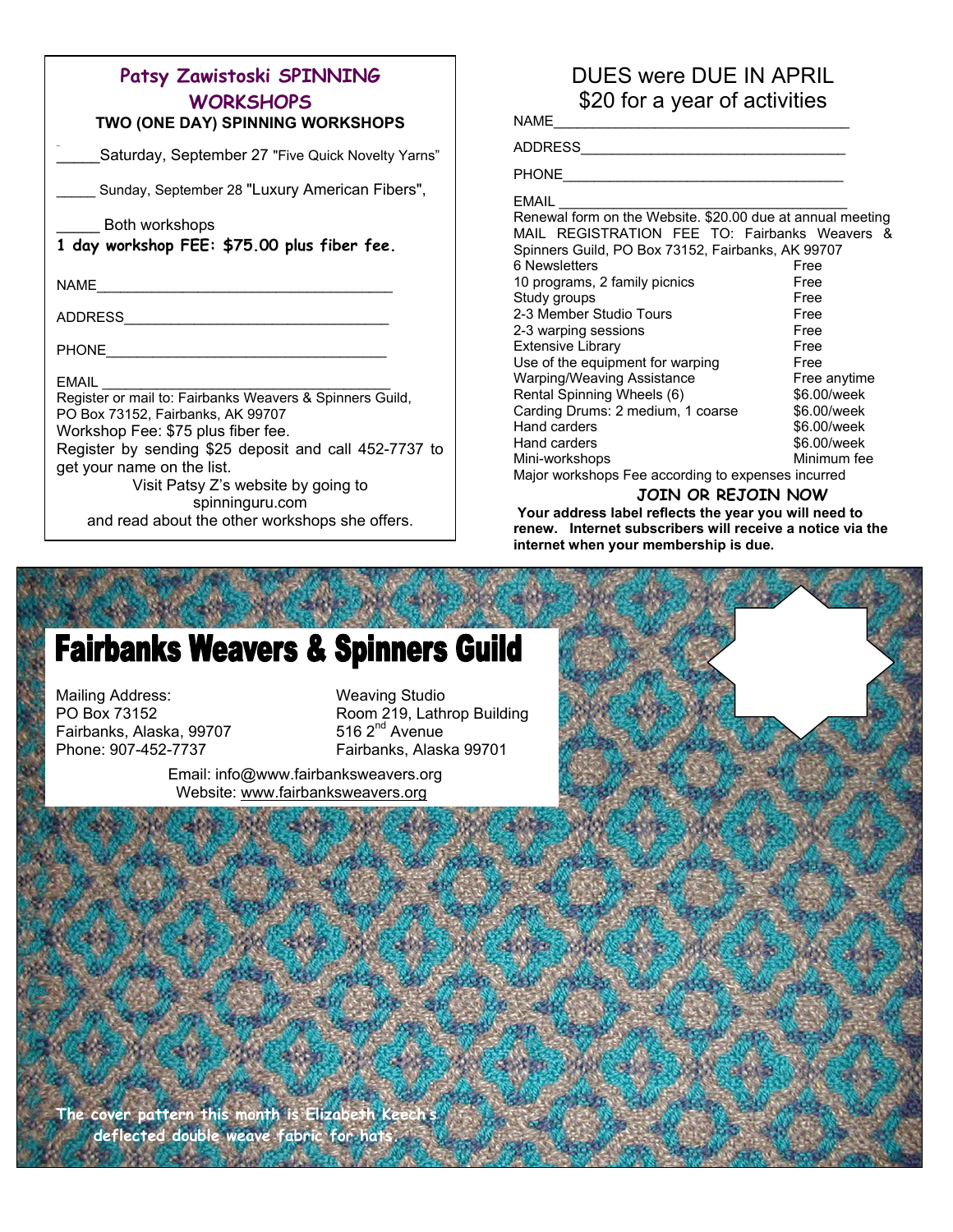## Patsy Zawistoski SPINNING WORKSHOPS

**TWO (ONE DAY) SPINNING WORKSHOPS**

_____Saturday, September 27 "Five Quick Novelty Yarns"

_____ Sunday, September 28 "Luxury American Fibers",

_____ Both workshops

**1 day workshop FEE: $75.00 plus fiber fee.**

NAME_____________________________________

ADDRESS_________________________________

PHONE___________________________________

EMAIL ___________________________________

Register or mail to: Fairbanks Weavers & Spinners Guild, PO Box 73152, Fairbanks, AK 99707

Workshop Fee: $75 plus fiber fee.

Register by sending $25 deposit and call 452-7737 to get your name on the list.

Visit Patsy Z's website by going to spinninguru.com and read about the other workshops she offers.

## DUES were DUE IN APRIL
## $20 for a year of activities

NAME_____________________________________

ADDRESS_________________________________

PHONE___________________________________

EMAIL ___________________________________

Renewal form on the Website. $20.00 due at annual meeting

MAIL REGISTRATION FEE TO: Fairbanks Weavers & Spinners Guild, PO Box 73152, Fairbanks, AK 99707

| | |
|---|---|
| 6 Newsletters | Free |
| 10 programs, 2 family picnics | Free |
| Study groups | Free |
| 2-3 Member Studio Tours | Free |
| 2-3 warping sessions | Free |
| Extensive Library | Free |
| Use of the equipment for warping | Free |
| Warping/Weaving Assistance | Free anytime |
| Rental Spinning Wheels (6) | $6.00/week |
| Carding Drums: 2 medium, 1 coarse | $6.00/week |
| Hand carders | $6.00/week |
| Hand carders | $6.00/week |
| Mini-workshops | Minimum fee |

Major workshops Fee according to expenses incurred

**JOIN OR REJOIN NOW**

**Your address label reflects the year you will need to renew. Internet subscribers will receive a notice via the internet when your membership is due.**

# Fairbanks Weavers & Spinners Guild

Mailing Address:
PO Box 73152
Fairbanks, Alaska, 99707
Phone: 907-452-7737

Weaving Studio
Room 219, Lathrop Building
516 2nd Avenue
Fairbanks, Alaska 99701

Email: info@www.fairbanksweavers.org
Website: www.fairbanksweavers.org

***The cover pattern this month is Elizabeth Keech's deflected double weave fabric for hats.***